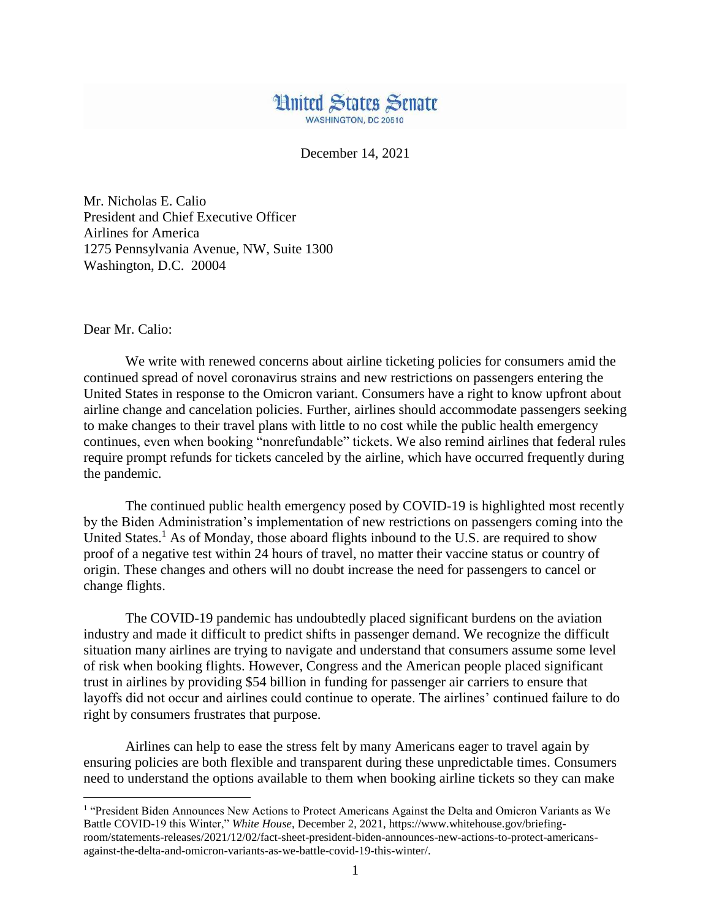United States Senate

WASHINGTON, DC 20510

December 14, 2021

Mr. Nicholas E. Calio
President and Chief Executive Officer
Airlines for America
1275 Pennsylvania Avenue, NW, Suite 1300
Washington, D.C. 20004

Dear Mr. Calio:

We write with renewed concerns about airline ticketing policies for consumers amid the continued spread of novel coronavirus strains and new restrictions on passengers entering the United States in response to the Omicron variant. Consumers have a right to know upfront about airline change and cancelation policies. Further, airlines should accommodate passengers seeking to make changes to their travel plans with little to no cost while the public health emergency continues, even when booking "nonrefundable" tickets. We also remind airlines that federal rules require prompt refunds for tickets canceled by the airline, which have occurred frequently during the pandemic.

The continued public health emergency posed by COVID-19 is highlighted most recently by the Biden Administration's implementation of new restrictions on passengers coming into the United States.[1] As of Monday, those aboard flights inbound to the U.S. are required to show proof of a negative test within 24 hours of travel, no matter their vaccine status or country of origin. These changes and others will no doubt increase the need for passengers to cancel or change flights.

The COVID-19 pandemic has undoubtedly placed significant burdens on the aviation industry and made it difficult to predict shifts in passenger demand. We recognize the difficult situation many airlines are trying to navigate and understand that consumers assume some level of risk when booking flights. However, Congress and the American people placed significant trust in airlines by providing $54 billion in funding for passenger air carriers to ensure that layoffs did not occur and airlines could continue to operate. The airlines' continued failure to do right by consumers frustrates that purpose.

Airlines can help to ease the stress felt by many Americans eager to travel again by ensuring policies are both flexible and transparent during these unpredictable times. Consumers need to understand the options available to them when booking airline tickets so they can make

[1] "President Biden Announces New Actions to Protect Americans Against the Delta and Omicron Variants as We Battle COVID-19 this Winter," *White House*, December 2, 2021, https://www.whitehouse.gov/briefing-room/statements-releases/2021/12/02/fact-sheet-president-biden-announces-new-actions-to-protect-americans-against-the-delta-and-omicron-variants-as-we-battle-covid-19-this-winter/.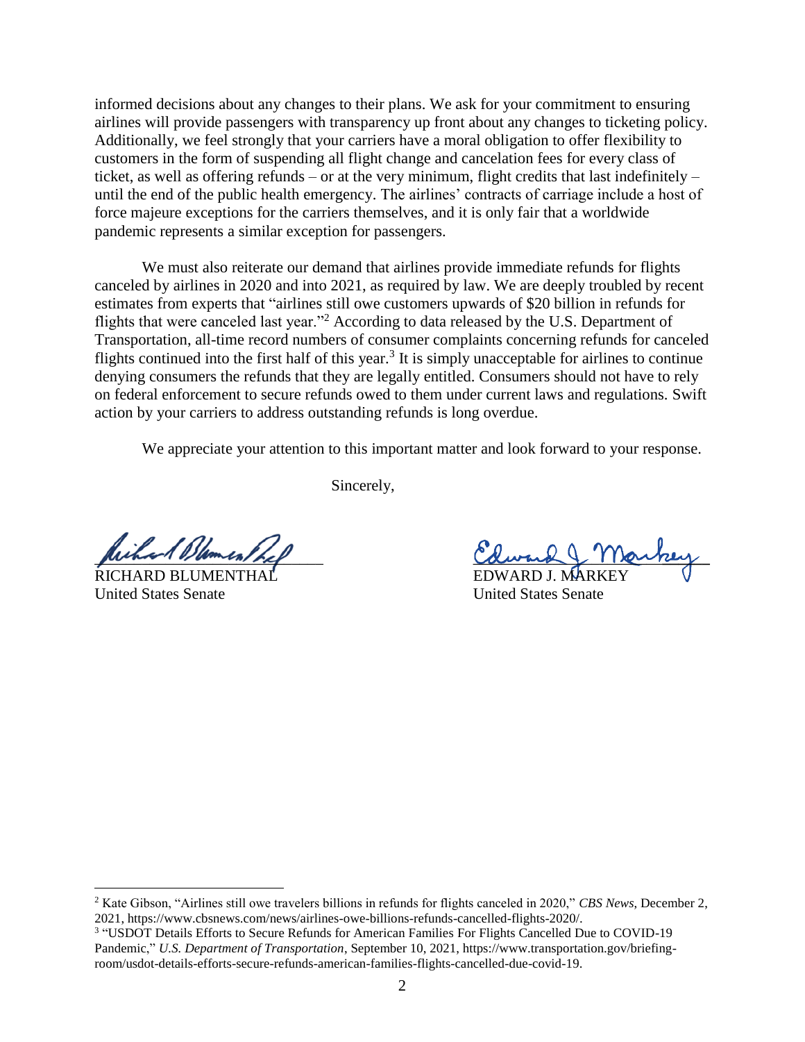informed decisions about any changes to their plans. We ask for your commitment to ensuring airlines will provide passengers with transparency up front about any changes to ticketing policy. Additionally, we feel strongly that your carriers have a moral obligation to offer flexibility to customers in the form of suspending all flight change and cancelation fees for every class of ticket, as well as offering refunds – or at the very minimum, flight credits that last indefinitely – until the end of the public health emergency. The airlines' contracts of carriage include a host of force majeure exceptions for the carriers themselves, and it is only fair that a worldwide pandemic represents a similar exception for passengers.

We must also reiterate our demand that airlines provide immediate refunds for flights canceled by airlines in 2020 and into 2021, as required by law. We are deeply troubled by recent estimates from experts that "airlines still owe customers upwards of $20 billion in refunds for flights that were canceled last year."[2] According to data released by the U.S. Department of Transportation, all-time record numbers of consumer complaints concerning refunds for canceled flights continued into the first half of this year.[3] It is simply unacceptable for airlines to continue denying consumers the refunds that they are legally entitled. Consumers should not have to rely on federal enforcement to secure refunds owed to them under current laws and regulations. Swift action by your carriers to address outstanding refunds is long overdue.

We appreciate your attention to this important matter and look forward to your response.

Sincerely,

RICHARD BLUMENTHAL
United States Senate

EDWARD J. MARKEY
United States Senate

---

[2] Kate Gibson, "Airlines still owe travelers billions in refunds for flights canceled in 2020," *CBS News*, December 2, 2021, https://www.cbsnews.com/news/airlines-owe-billions-refunds-cancelled-flights-2020/.

[3] "USDOT Details Efforts to Secure Refunds for American Families For Flights Cancelled Due to COVID-19 Pandemic," *U.S. Department of Transportation*, September 10, 2021, https://www.transportation.gov/briefing-room/usdot-details-efforts-secure-refunds-american-families-flights-cancelled-due-covid-19.